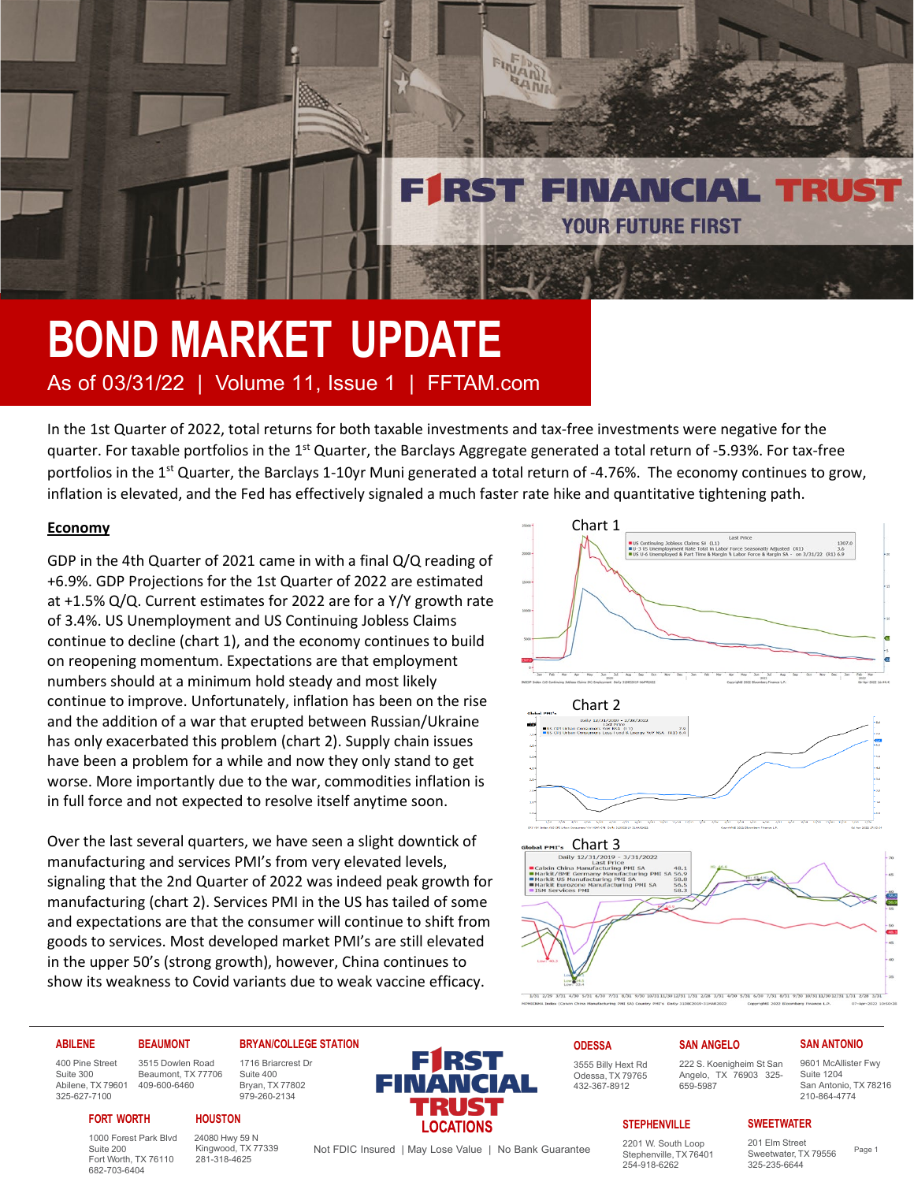# BOND MARKET UPDATE

As of 03/31/22 | Volume 11, Issue 1 | FFTAM.com

In the 1st Quarter of 2022, total returns for both taxable investments and tax-free investments were negative for the quarter. For taxable portfolios in the 1st Quarter, the Barclays Aggregate generated a total return of -5.93%. For tax-free portfolios in the 1st Quarter, the Barclays 1-10yr Muni generated a total return of -4.76%. The economy continues to grow, inflation is elevated, and the Fed has effectively signaled a much faster rate hike and quantitative tightening path.

## Economy

GDP in the 4th Quarter of 2021 came in with a final Q/Q reading of +6.9%. GDP Projections for the 1st Quarter of 2022 are estimated at +1.5% Q/Q. Current estimates for 2022 are for a Y/Y growth rate of 3.4%. US Unemployment and US Continuing Jobless Claims continue to decline (chart 1), and the economy continues to build on reopening momentum. Expectations are that employment numbers should at a minimum hold steady and most likely continue to improve. Unfortunately, inflation has been on the rise and the addition of a war that erupted between Russian/Ukraine has only exacerbated this problem (chart 2). Supply chain issues have been a problem for a while and now they only stand to get worse. More importantly due to the war, commodities inflation is in full force and not expected to resolve itself anytime soon.

Over the last several quarters, we have seen a slight downtick of manufacturing and services PMI's from very elevated levels, signaling that the 2nd Quarter of 2022 was indeed peak growth for manufacturing (chart 2). Services PMI in the US has tailed of some and expectations are that the consumer will continue to shift from goods to services. Most developed market PMI's are still elevated in the upper 50's (strong growth), however, China continues to show its weakness to Covid variants due to weak vaccine efficacy.

Chart 1

Chart 2

Chart 3

**FIRST FINANCIAL TRUST LOCATIONS**

**ABILENE**
400 Pine Street
Suite 300
Abilene, TX 79601
325-627-7100

**BEAUMONT**
3515 Dowlen Road
Beaumont, TX 77706
409-600-6460

**BRYAN/COLLEGE STATION**
1716 Briarcrest Dr
Suite 400
Bryan, TX 77802
979-260-2134

**FORT WORTH**
1000 Forest Park Blvd
Suite 200
Fort Worth, TX 76110
682-703-6404

**HOUSTON**
24080 Hwy 59 N
Kingwood, TX 77339
281-318-4625

**ODESSA**
3555 Billy Hext Rd
Odessa, TX 79765
432-367-8912

**SAN ANGELO**
222 S. Koenigheim St San Angelo, TX 76903 325-659-5987

**SAN ANTONIO**
9601 McAllister Fwy
Suite 1204
San Antonio, TX 78216
210-864-4774

**STEPHENVILLE**
2201 W. South Loop
Stephenville, TX 76401
254-918-6262

**SWEETWATER**
201 Elm Street
Sweetwater, TX 79556
325-235-6644

Not FDIC Insured | May Lose Value | No Bank Guarantee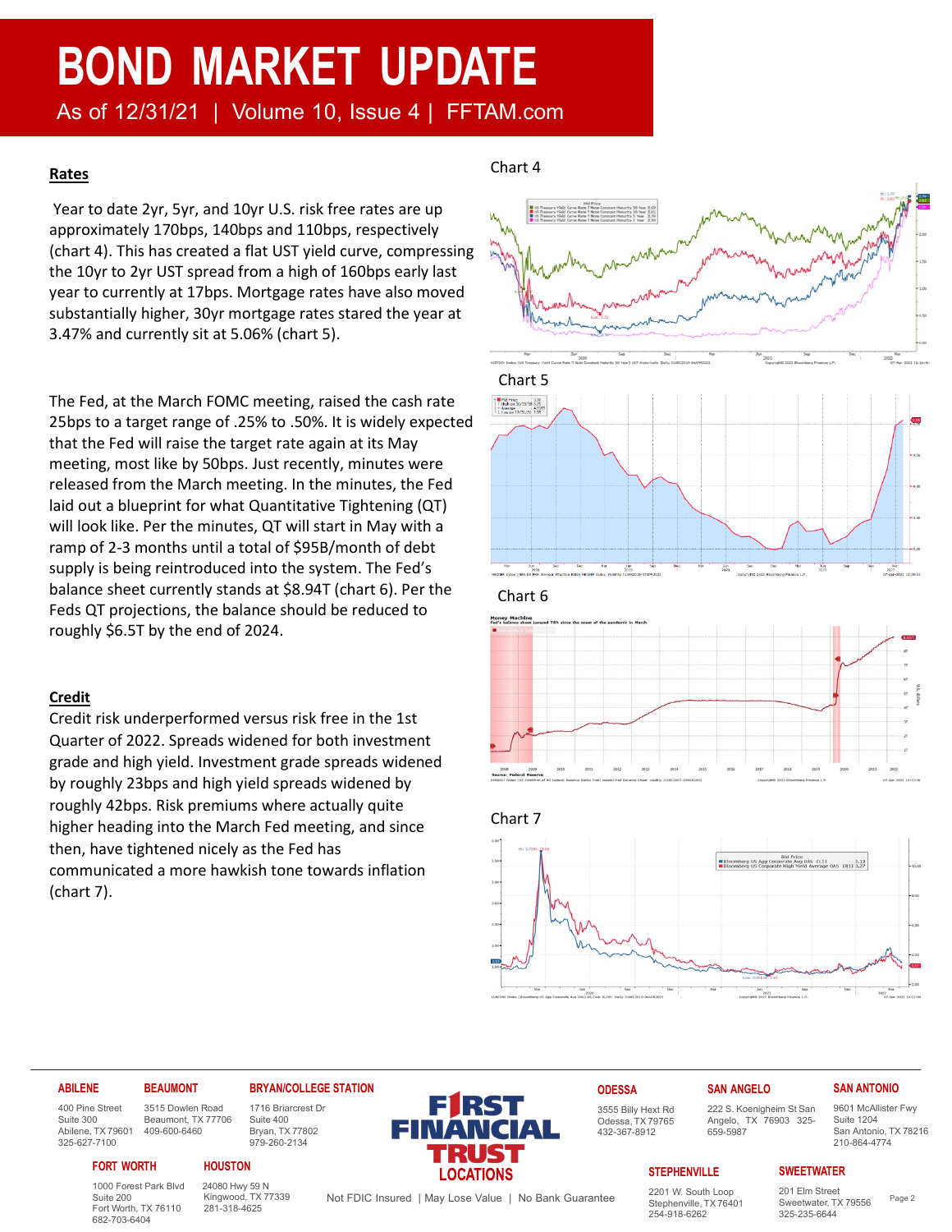# BOND MARKET UPDATE

As of 12/31/21 | Volume 10, Issue 4 | FFTAM.com

## Rates

Year to date 2yr, 5yr, and 10yr U.S. risk free rates are up approximately 170bps, 140bps and 110bps, respectively (chart 4). This has created a flat UST yield curve, compressing the 10yr to 2yr UST spread from a high of 160bps early last year to currently at 17bps. Mortgage rates have also moved substantially higher, 30yr mortgage rates stared the year at 3.47% and currently sit at 5.06% (chart 5).

The Fed, at the March FOMC meeting, raised the cash rate 25bps to a target range of .25% to .50%. It is widely expected that the Fed will raise the target rate again at its May meeting, most like by 50bps. Just recently, minutes were released from the March meeting. In the minutes, the Fed laid out a blueprint for what Quantitative Tightening (QT) will look like. Per the minutes, QT will start in May with a ramp of 2-3 months until a total of $95B/month of debt supply is being reintroduced into the system. The Fed's balance sheet currently stands at $8.94T (chart 6). Per the Feds QT projections, the balance should be reduced to roughly $6.5T by the end of 2024.

## Credit

Credit risk underperformed versus risk free in the 1st Quarter of 2022. Spreads widened for both investment grade and high yield. Investment grade spreads widened by roughly 23bps and high yield spreads widened by roughly 42bps. Risk premiums where actually quite higher heading into the March Fed meeting, and since then, have tightened nicely as the Fed has communicated a more hawkish tone towards inflation (chart 7).

Chart 4

Chart 5

Chart 6

Chart 7

**ABILENE**
400 Pine Street
Suite 300
Abilene, TX 79601
325-627-7100

**BEAUMONT**
3515 Dowlen Road
Beaumont, TX 77706
409-600-6460

**BRYAN/COLLEGE STATION**
1716 Briarcrest Dr
Suite 400
Bryan, TX 77802
979-260-2134

**FORT WORTH**
1000 Forest Park Blvd
Suite 200
Fort Worth, TX 76110
682-703-6404

**HOUSTON**
24080 Hwy 59 N
Kingwood, TX 77339
281-318-4625

**FIRST FINANCIAL TRUST LOCATIONS**

**ODESSA**
3555 Billy Hext Rd
Odessa, TX 79765
432-367-8912

**SAN ANGELO**
222 S. Koenigheim St San Angelo, TX 76903 325-659-5987

**SAN ANTONIO**
9601 McAllister Fwy
Suite 1204
San Antonio, TX 78216
210-864-4774

**STEPHENVILLE**
2201 W. South Loop
Stephenville, TX 76401
254-918-6262

**SWEETWATER**
201 Elm Street
Sweetwater, TX 79556
325-235-6644

Not FDIC Insured | May Lose Value | No Bank Guarantee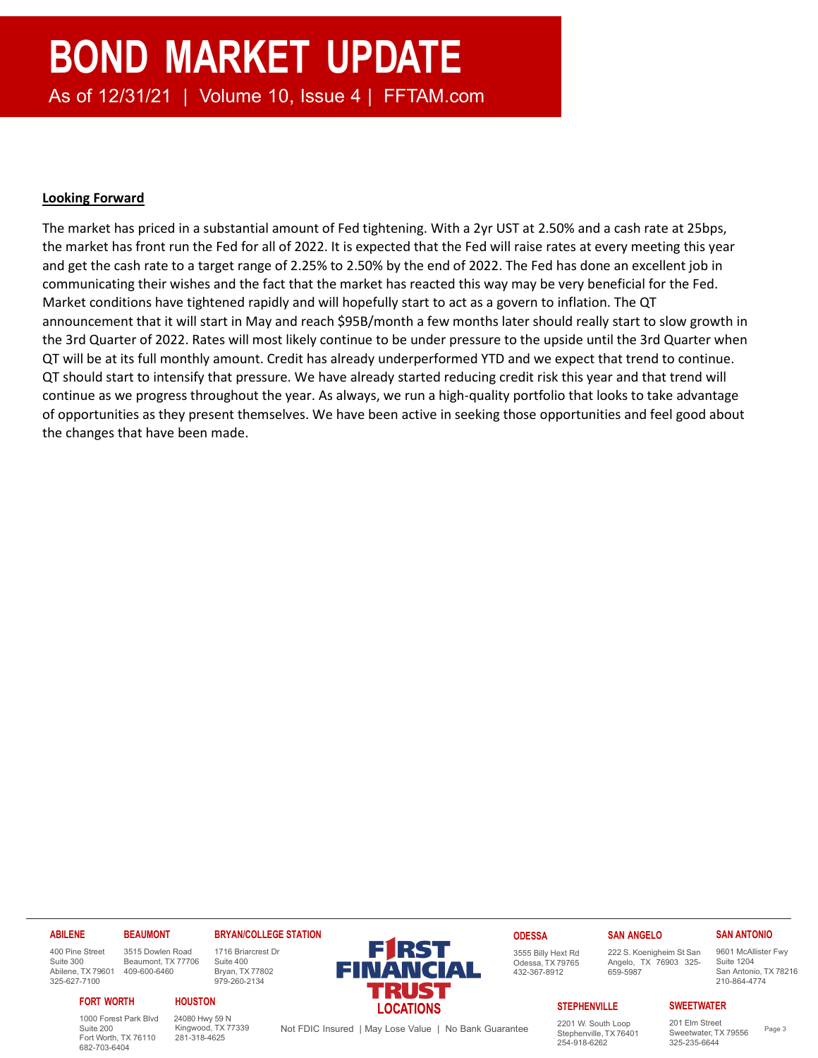# BOND MARKET UPDATE

As of 12/31/21 | Volume 10, Issue 4 | FFTAM.com

**Looking Forward**

The market has priced in a substantial amount of Fed tightening. With a 2yr UST at 2.50% and a cash rate at 25bps, the market has front run the Fed for all of 2022. It is expected that the Fed will raise rates at every meeting this year and get the cash rate to a target range of 2.25% to 2.50% by the end of 2022. The Fed has done an excellent job in communicating their wishes and the fact that the market has reacted this way may be very beneficial for the Fed. Market conditions have tightened rapidly and will hopefully start to act as a govern to inflation. The QT announcement that it will start in May and reach $95B/month a few months later should really start to slow growth in the 3rd Quarter of 2022. Rates will most likely continue to be under pressure to the upside until the 3rd Quarter when QT will be at its full monthly amount. Credit has already underperformed YTD and we expect that trend to continue. QT should start to intensify that pressure. We have already started reducing credit risk this year and that trend will continue as we progress throughout the year. As always, we run a high-quality portfolio that looks to take advantage of opportunities as they present themselves. We have been active in seeking those opportunities and feel good about the changes that have been made.

**ABILENE**
400 Pine Street
Suite 300
Abilene, TX 79601
325-627-7100

**BEAUMONT**
3515 Dowlen Road
Beaumont, TX 77706
409-600-6460

**BRYAN/COLLEGE STATION**
1716 Briarcrest Dr
Suite 400
Bryan, TX 77802
979-260-2134

**FORT WORTH**
1000 Forest Park Blvd
Suite 200
Fort Worth, TX 76110
682-703-6404

**HOUSTON**
24080 Hwy 59 N
Kingwood, TX 77339
281-318-4625

**FIRST FINANCIAL TRUST LOCATIONS**

**ODESSA**
3555 Billy Hext Rd
Odessa, TX 79765
432-367-8912

**SAN ANGELO**
222 S. Koenigheim St San Angelo, TX 76903 325-659-5987

**SAN ANTONIO**
9601 McAllister Fwy
Suite 1204
San Antonio, TX 78216
210-864-4774

**STEPHENVILLE**
2201 W. South Loop
Stephenville, TX 76401
254-918-6262

**SWEETWATER**
201 Elm Street
Sweetwater, TX 79556
325-235-6644

Not FDIC Insured | May Lose Value | No Bank Guarantee